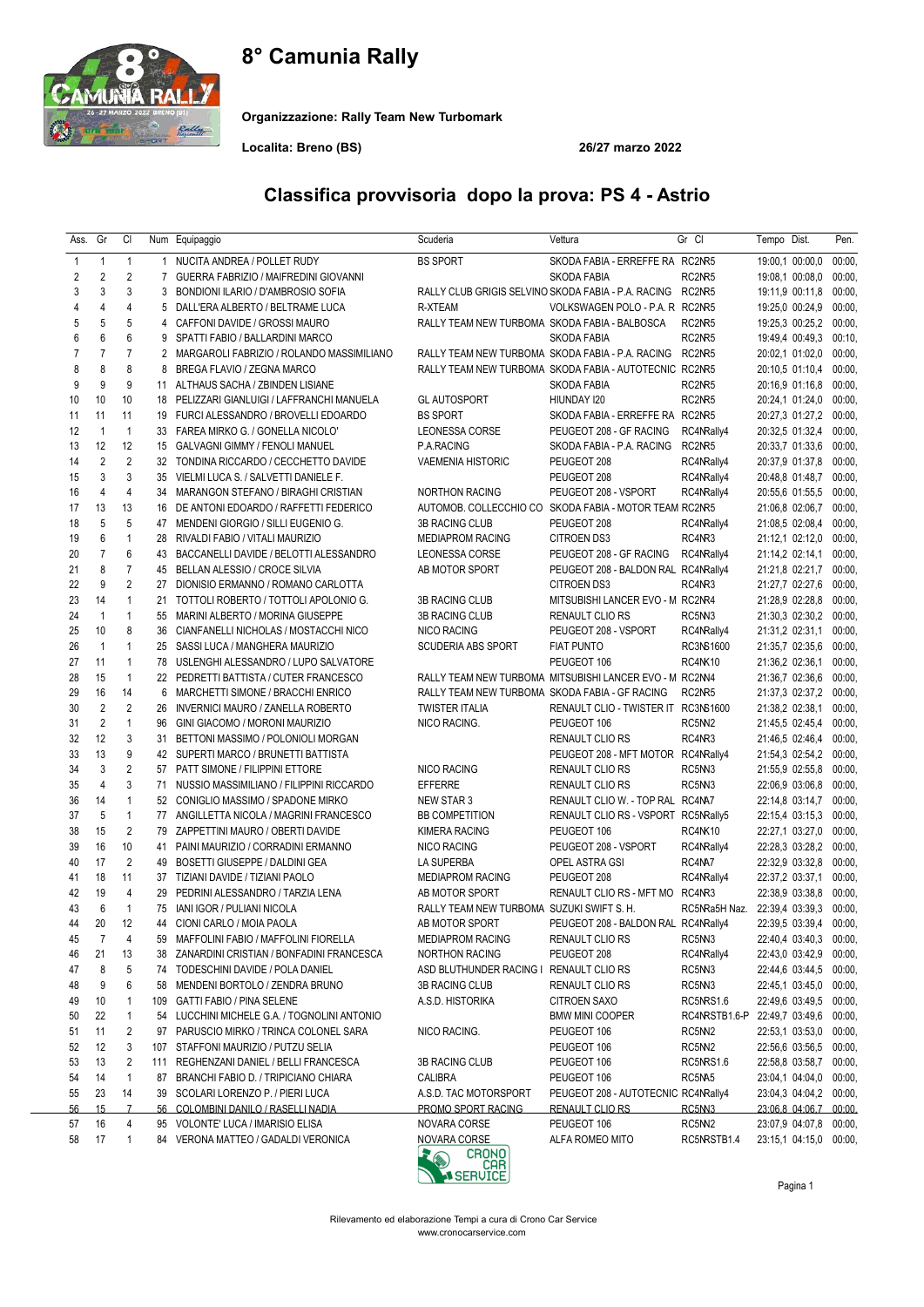# 8° Camunia Rally

**Organizzazione: Rally Team New Turbomark**

**Localita: Breno (BS)** **26/27 marzo 2022**

## Classifica provvisoria dopo la prova: PS 4 - Astrio

| Ass. | Gr | Cl | Num | Equipaggio | Scuderia | Vettura | Gr Cl | Tempo | Dist. | Pen. |
|---|---|---|---|---|---|---|---|---|---|---|
| 1 | 1 | 1 | 1 | NUCITA ANDREA / POLLET RUDY | BS SPORT | SKODA FABIA - ERREFFE RA | RC2NR5 | 19:00,1 | 00:00,0 | 00:00, |
| 2 | 2 | 2 | 7 | GUERRA FABRIZIO / MAIFREDINI GIOVANNI | | SKODA FABIA | RC2NR5 | 19:08,1 | 00:08,0 | 00:00, |
| 3 | 3 | 3 | 3 | BONDIONI ILARIO / D'AMBROSIO SOFIA | RALLY CLUB GRIGIS SELVINO | SKODA FABIA - P.A. RACING | RC2NR5 | 19:11,9 | 00:11,8 | 00:00, |
| 4 | 4 | 4 | 5 | DALL'ERA ALBERTO / BELTRAME LUCA | R-XTEAM | VOLKSWAGEN POLO - P.A. R | RC2NR5 | 19:25,0 | 00:24,9 | 00:00, |
| 5 | 5 | 5 | 4 | CAFFONI DAVIDE / GROSSI MAURO | RALLY TEAM NEW TURBOMA | SKODA FABIA - BALBOSCA | RC2NR5 | 19:25,3 | 00:25,2 | 00:00, |
| 6 | 6 | 6 | 9 | SPATTI FABIO / BALLARDINI MARCO | | SKODA FABIA | RC2NR5 | 19:49,4 | 00:49,3 | 00:10, |
| 7 | 7 | 7 | 2 | MARGAROLI FABRIZIO / ROLANDO MASSIMILIANO | RALLY TEAM NEW TURBOMA | SKODA FABIA - P.A. RACING | RC2NR5 | 20:02,1 | 01:02,0 | 00:00, |
| 8 | 8 | 8 | 8 | BREGA FLAVIO / ZEGNA MARCO | RALLY TEAM NEW TURBOMA | SKODA FABIA - AUTOTECNIC | RC2NR5 | 20:10,5 | 01:10,4 | 00:00, |
| 9 | 9 | 9 | 11 | ALTHAUS SACHA / ZBINDEN LISIANE | | SKODA FABIA | RC2NR5 | 20:16,9 | 01:16,8 | 00:00, |
| 10 | 10 | 10 | 18 | PELIZZARI GIANLUIGI / LAFFRANCHI MANUELA | GL AUTOSPORT | HIUNDAY I20 | RC2NR5 | 20:24,1 | 01:24,0 | 00:00, |
| 11 | 11 | 11 | 19 | FURCI ALESSANDRO / BROVELLI EDOARDO | BS SPORT | SKODA FABIA - ERREFFE RA | RC2NR5 | 20:27,3 | 01:27,2 | 00:00, |
| 12 | 1 | 1 | 33 | FAREA MIRKO G. / GONELLA NICOLO' | LEONESSA CORSE | PEUGEOT 208 - GF RACING | RC4NRally4 | 20:32,5 | 01:32,4 | 00:00, |
| 13 | 12 | 12 | 15 | GALVAGNI GIMMY / FENOLI MANUEL | P.A.RACING | SKODA FABIA - P.A. RACING | RC2NR5 | 20:33,7 | 01:33,6 | 00:00, |
| 14 | 2 | 2 | 32 | TONDINA RICCARDO / CECCHETTO DAVIDE | VAEMENIA HISTORIC | PEUGEOT 208 | RC4NRally4 | 20:37,9 | 01:37,8 | 00:00, |
| 15 | 3 | 3 | 35 | VIELMI LUCA S. / SALVETTI DANIELE F. | | PEUGEOT 208 | RC4NRally4 | 20:48,8 | 01:48,7 | 00:00, |
| 16 | 4 | 4 | 34 | MARANGON STEFANO / BIRAGHI CRISTIAN | NORTHON RACING | PEUGEOT 208 - VSPORT | RC4NRally4 | 20:55,6 | 01:55,5 | 00:00, |
| 17 | 13 | 13 | 16 | DE ANTONI EDOARDO / RAFFETTI FEDERICO | AUTOMOB. COLLECCHIO CO | SKODA FABIA - MOTOR TEAM | RC2NR5 | 21:06,8 | 02:06,7 | 00:00, |
| 18 | 5 | 5 | 47 | MENDENI GIORGIO / SILLI EUGENIO G. | 3B RACING CLUB | PEUGEOT 208 | RC4NRally4 | 21:08,5 | 02:08,4 | 00:00, |
| 19 | 6 | 1 | 28 | RIVALDI FABIO / VITALI MAURIZIO | MEDIAPROM RACING | CITROEN DS3 | RC4NR3 | 21:12,1 | 02:12,0 | 00:00, |
| 20 | 7 | 6 | 43 | BACCANELLI DAVIDE / BELOTTI ALESSANDRO | LEONESSA CORSE | PEUGEOT 208 - GF RACING | RC4NRally4 | 21:14,2 | 02:14,1 | 00:00, |
| 21 | 8 | 7 | 45 | BELLAN ALESSIO / CROCE SILVIA | AB MOTOR SPORT | PEUGEOT 208 - BALDON RAL | RC4NRally4 | 21:21,8 | 02:21,7 | 00:00, |
| 22 | 9 | 2 | 27 | DIONISIO ERMANNO / ROMANO CARLOTTA | | CITROEN DS3 | RC4NR3 | 21:27,7 | 02:27,6 | 00:00, |
| 23 | 14 | 1 | 21 | TOTTOLI ROBERTO / TOTTOLI APOLONIO G. | 3B RACING CLUB | MITSUBISHI LANCER EVO - M | RC2NR4 | 21:28,9 | 02:28,8 | 00:00, |
| 24 | 1 | 1 | 55 | MARINI ALBERTO / MORINA GIUSEPPE | 3B RACING CLUB | RENAULT CLIO RS | RC5NN3 | 21:30,3 | 02:30,2 | 00:00, |
| 25 | 10 | 8 | 36 | CIANFANELLI NICHOLAS / MOSTACCHI NICO | NICO RACING | PEUGEOT 208 - VSPORT | RC4NRally4 | 21:31,2 | 02:31,1 | 00:00, |
| 26 | 1 | 1 | 25 | SASSI LUCA / MANGHERA MAURIZIO | SCUDERIA ABS SPORT | FIAT PUNTO | RC3NS1600 | 21:35,7 | 02:35,6 | 00:00, |
| 27 | 11 | 1 | 78 | USLENGHI ALESSANDRO / LUPO SALVATORE | | PEUGEOT 106 | RC4NK10 | 21:36,2 | 02:36,1 | 00:00, |
| 28 | 15 | 1 | 22 | PEDRETTI BATTISTA / CUTER FRANCESCO | RALLY TEAM NEW TURBOMA | MITSUBISHI LANCER EVO - M | RC2NN4 | 21:36,7 | 02:36,6 | 00:00, |
| 29 | 16 | 14 | 6 | MARCHETTI SIMONE / BRACCHI ENRICO | RALLY TEAM NEW TURBOMA | SKODA FABIA - GF RACING | RC2NR5 | 21:37,3 | 02:37,2 | 00:00, |
| 30 | 2 | 2 | 26 | INVERNICI MAURO / ZANELLA ROBERTO | TWISTER ITALIA | RENAULT CLIO - TWISTER IT | RC3NS1600 | 21:38,2 | 02:38,1 | 00:00, |
| 31 | 2 | 1 | 96 | GINI GIACOMO / MORONI MAURIZIO | NICO RACING. | PEUGEOT 106 | RC5NN2 | 21:45,5 | 02:45,4 | 00:00, |
| 32 | 12 | 3 | 31 | BETTONI MASSIMO / POLONIOLI MORGAN | | RENAULT CLIO RS | RC4NR3 | 21:46,5 | 02:46,4 | 00:00, |
| 33 | 13 | 9 | 42 | SUPERTI MARCO / BRUNETTI BATTISTA | | PEUGEOT 208 - MFT MOTOR | RC4NRally4 | 21:54,3 | 02:54,2 | 00:00, |
| 34 | 3 | 2 | 57 | PATT SIMONE / FILIPPINI ETTORE | NICO RACING | RENAULT CLIO RS | RC5NN3 | 21:55,9 | 02:55,8 | 00:00, |
| 35 | 4 | 3 | 71 | NUSSIO MASSIMILIANO / FILIPPINI RICCARDO | EFFERRE | RENAULT CLIO RS | RC5NN3 | 22:06,9 | 03:06,8 | 00:00, |
| 36 | 14 | 1 | 52 | CONIGLIO MASSIMO / SPADONE MIRKO | NEW STAR 3 | RENAULT CLIO W. - TOP RAL | RC4NA7 | 22:14,8 | 03:14,7 | 00:00, |
| 37 | 5 | 1 | 77 | ANGILLETTA NICOLA / MAGRINI FRANCESCO | BB COMPETITION | RENAULT CLIO RS - VSPORT | RC5NRally5 | 22:15,4 | 03:15,3 | 00:00, |
| 38 | 15 | 2 | 79 | ZAPPETTINI MAURO / OBERTI DAVIDE | KIMERA RACING | PEUGEOT 106 | RC4NK10 | 22:27,1 | 03:27,0 | 00:00, |
| 39 | 16 | 10 | 41 | PAINI MAURIZIO / CORRADINI ERMANNO | NICO RACING | PEUGEOT 208 - VSPORT | RC4NRally4 | 22:28,3 | 03:28,2 | 00:00, |
| 40 | 17 | 2 | 49 | BOSETTI GIUSEPPE / DALDINI GEA | LA SUPERBA | OPEL ASTRA GSI | RC4NA7 | 22:32,9 | 03:32,8 | 00:00, |
| 41 | 18 | 11 | 37 | TIZIANI DAVIDE / TIZIANI PAOLO | MEDIAPROM RACING | PEUGEOT 208 | RC4NRally4 | 22:37,2 | 03:37,1 | 00:00, |
| 42 | 19 | 4 | 29 | PEDRINI ALESSANDRO / TARZIA LENA | AB MOTOR SPORT | RENAULT CLIO RS - MFT MO | RC4NR3 | 22:38,9 | 03:38,8 | 00:00, |
| 43 | 6 | 1 | 75 | IANI IGOR / PULIANI NICOLA | RALLY TEAM NEW TURBOMA | SUZUKI SWIFT S. H. | RC5NRa5H Naz. | 22:39,4 | 03:39,3 | 00:00, |
| 44 | 20 | 12 | 44 | CIONI CARLO / MOIA PAOLA | AB MOTOR SPORT | PEUGEOT 208 - BALDON RAL | RC4NRally4 | 22:39,5 | 03:39,4 | 00:00, |
| 45 | 7 | 4 | 59 | MAFFOLINI FABIO / MAFFOLINI FIORELLA | MEDIAPROM RACING | RENAULT CLIO RS | RC5NN3 | 22:40,4 | 03:40,3 | 00:00, |
| 46 | 21 | 13 | 38 | ZANARDINI CRISTIAN / BONFADINI FRANCESCA | NORTHON RACING | PEUGEOT 208 | RC4NRally4 | 22:43,0 | 03:42,9 | 00:00, |
| 47 | 8 | 5 | 74 | TODESCHINI DAVIDE / POLA DANIEL | ASD BLUTHUNDER RACING I | RENAULT CLIO RS | RC5NN3 | 22:44,6 | 03:44,5 | 00:00, |
| 48 | 9 | 6 | 58 | MENDENI BORTOLO / ZENDRA BRUNO | 3B RACING CLUB | RENAULT CLIO RS | RC5NN3 | 22:45,1 | 03:45,0 | 00:00, |
| 49 | 10 | 1 | 109 | GATTI FABIO / PINA SELENE | A.S.D. HISTORIKA | CITROEN SAXO | RC5NRS1.6 | 22:49,6 | 03:49,5 | 00:00, |
| 50 | 22 | 1 | 54 | LUCCHINI MICHELE G.A. / TOGNOLINI ANTONIO | | BMW MINI COOPER | RC4NRSTB1.6-P | 22:49,7 | 03:49,6 | 00:00, |
| 51 | 11 | 2 | 97 | PARUSCIO MIRKO / TRINCA COLONEL SARA | NICO RACING. | PEUGEOT 106 | RC5NN2 | 22:53,1 | 03:53,0 | 00:00, |
| 52 | 12 | 3 | 107 | STAFFONI MAURIZIO / PUTZU SELIA | | PEUGEOT 106 | RC5NN2 | 22:56,6 | 03:56,5 | 00:00, |
| 53 | 13 | 2 | 111 | REGHENZANI DANIEL / BELLI FRANCESCA | 3B RACING CLUB | PEUGEOT 106 | RC5NRS1.6 | 22:58,8 | 03:58,7 | 00:00, |
| 54 | 14 | 1 | 87 | BRANCHI FABIO D. / TRIPICIANO CHIARA | CALIBRA | PEUGEOT 106 | RC5NA5 | 23:04,1 | 04:04,0 | 00:00, |
| 55 | 23 | 14 | 39 | SCOLARI LORENZO P. / PIERI LUCA | A.S.D. TAC MOTORSPORT | PEUGEOT 208 - AUTOTECNIC | RC4NRally4 | 23:04,3 | 04:04,2 | 00:00, |
| 56 | 15 | 7 | 56 | COLOMBINI DANILO / RASELLI NADIA | PROMO SPORT RACING | RENAULT CLIO RS | RC5NN3 | 23:06,8 | 04:06,7 | 00:00, |
| 57 | 16 | 4 | 95 | VOLONTE' LUCA / IMARISIO ELISA | NOVARA CORSE | PEUGEOT 106 | RC5NN2 | 23:07,9 | 04:07,8 | 00:00, |
| 58 | 17 | 1 | 84 | VERONA MATTEO / GADALDI VERONICA | NOVARA CORSE | ALFA ROMEO MITO | RC5NRSTB1.4 | 23:15,1 | 04:15,0 | 00:00, |

Rilevamento ed elaborazione Tempi a cura di Crono Car Service
www.cronocarservice.com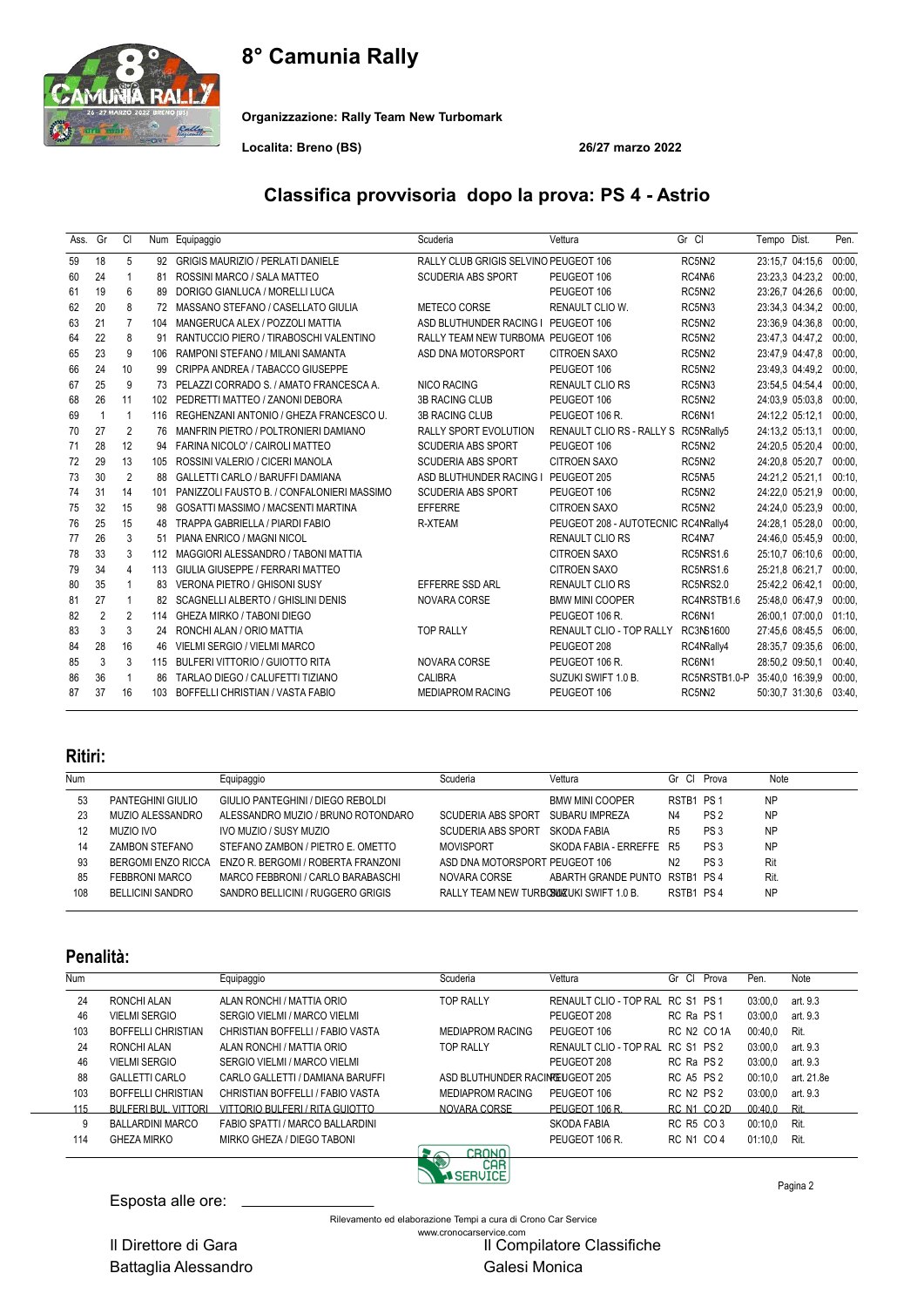# 8° Camunia Rally

**Organizzazione: Rally Team New Turbomark**

**Localita: Breno (BS)** **26/27 marzo 2022**

## Classifica provvisoria dopo la prova: PS 4 - Astrio

| Ass. | Gr | Cl | Num | Equipaggio | Scuderia | Vettura | Gr Cl | Tempo | Dist. | Pen. |
|---|---|---|---|---|---|---|---|---|---|---|
| 59 | 18 | 5 | 92 | GRIGIS MAURIZIO / PERLATI DANIELE | RALLY CLUB GRIGIS SELVINO | PEUGEOT 106 | RC5NN2 | 23:15,7 | 04:15,6 | 00:00, |
| 60 | 24 | 1 | 81 | ROSSINI MARCO / SALA MATTEO | SCUDERIA ABS SPORT | PEUGEOT 106 | RC4NA6 | 23:23,3 | 04:23,2 | 00:00, |
| 61 | 19 | 6 | 89 | DORIGO GIANLUCA / MORELLI LUCA | | PEUGEOT 106 | RC5NN2 | 23:26,7 | 04:26,6 | 00:00, |
| 62 | 20 | 8 | 72 | MASSANO STEFANO / CASELLATO GIULIA | METECO CORSE | RENAULT CLIO W. | RC5NN3 | 23:34,3 | 04:34,2 | 00:00, |
| 63 | 21 | 7 | 104 | MANGERUCA ALEX / POZZOLI MATTIA | ASD BLUTHUNDER RACING I | PEUGEOT 106 | RC5NN2 | 23:36,9 | 04:36,8 | 00:00, |
| 64 | 22 | 8 | 91 | RANTUCCIO PIERO / TIRABOSCHI VALENTINO | RALLY TEAM NEW TURBOMA | PEUGEOT 106 | RC5NN2 | 23:47,3 | 04:47,2 | 00:00, |
| 65 | 23 | 9 | 106 | RAMPONI STEFANO / MILANI SAMANTA | ASD DNA MOTORSPORT | CITROEN SAXO | RC5NN2 | 23:47,9 | 04:47,8 | 00:00, |
| 66 | 24 | 10 | 99 | CRIPPA ANDREA / TABACCO GIUSEPPE | | PEUGEOT 106 | RC5NN2 | 23:49,3 | 04:49,2 | 00:00, |
| 67 | 25 | 9 | 73 | PELAZZI CORRADO S. / AMATO FRANCESCA A. | NICO RACING | RENAULT CLIO RS | RC5NN3 | 23:54,5 | 04:54,4 | 00:00, |
| 68 | 26 | 11 | 102 | PEDRETTI MATTEO / ZANONI DEBORA | 3B RACING CLUB | PEUGEOT 106 | RC5NN2 | 24:03,9 | 05:03,8 | 00:00, |
| 69 | 1 | 1 | 116 | REGHENZANI ANTONIO / GHEZA FRANCESCO U. | 3B RACING CLUB | PEUGEOT 106 R. | RC6NN1 | 24:12,2 | 05:12,1 | 00:00, |
| 70 | 27 | 2 | 76 | MANFRIN PIETRO / POLTRONIERI DAMIANO | RALLY SPORT EVOLUTION | RENAULT CLIO RS - RALLY S | RC5NRally5 | 24:13,2 | 05:13,1 | 00:00, |
| 71 | 28 | 12 | 94 | FARINA NICOLO' / CAIROLI MATTEO | SCUDERIA ABS SPORT | PEUGEOT 106 | RC5NN2 | 24:20,5 | 05:20,4 | 00:00, |
| 72 | 29 | 13 | 105 | ROSSINI VALERIO / CICERI MANOLA | SCUDERIA ABS SPORT | CITROEN SAXO | RC5NN2 | 24:20,8 | 05:20,7 | 00:00, |
| 73 | 30 | 2 | 88 | GALLETTI CARLO / BARUFFI DAMIANA | ASD BLUTHUNDER RACING I | PEUGEOT 205 | RC5NA5 | 24:21,2 | 05:21,1 | 00:10, |
| 74 | 31 | 14 | 101 | PANIZZOLI FAUSTO B. / CONFALONIERI MASSIMO | SCUDERIA ABS SPORT | PEUGEOT 106 | RC5NN2 | 24:22,0 | 05:21,9 | 00:00, |
| 75 | 32 | 15 | 98 | GOSATTI MASSIMO / MACSENTI MARTINA | EFFERRE | CITROEN SAXO | RC5NN2 | 24:24,0 | 05:23,9 | 00:00, |
| 76 | 25 | 15 | 48 | TRAPPA GABRIELLA / PIARDI FABIO | R-XTEAM | PEUGEOT 208 - AUTOTECNIC | RC4NRally4 | 24:28,1 | 05:28,0 | 00:00, |
| 77 | 26 | 3 | 51 | PIANA ENRICO / MAGNI NICOL | | RENAULT CLIO RS | RC4NA7 | 24:46,0 | 05:45,9 | 00:00, |
| 78 | 33 | 3 | 112 | MAGGIORI ALESSANDRO / TABONI MATTIA | | CITROEN SAXO | RC5NRS1.6 | 25:10,7 | 06:10,6 | 00:00, |
| 79 | 34 | 4 | 113 | GIULIA GIUSEPPE / FERRARI MATTEO | | CITROEN SAXO | RC5NRS1.6 | 25:21,8 | 06:21,7 | 00:00, |
| 80 | 35 | 1 | 83 | VERONA PIETRO / GHISONI SUSY | EFFERRE SSD ARL | RENAULT CLIO RS | RC5NRS2.0 | 25:42,2 | 06:42,1 | 00:00, |
| 81 | 27 | 1 | 82 | SCAGNELLI ALBERTO / GHISLINI DENIS | NOVARA CORSE | BMW MINI COOPER | RC4NRSTB1.6 | 25:48,0 | 06:47,9 | 00:00, |
| 82 | 2 | 2 | 114 | GHEZA MIRKO / TABONI DIEGO | | PEUGEOT 106 R. | RC6NN1 | 26:00,1 | 07:00,0 | 01:10, |
| 83 | 3 | 3 | 24 | RONCHI ALAN / ORIO MATTIA | TOP RALLY | RENAULT CLIO - TOP RALLY | RC3NS1600 | 27:45,6 | 08:45,5 | 06:00, |
| 84 | 28 | 16 | 46 | VIELMI SERGIO / VIELMI MARCO | | PEUGEOT 208 | RC4NRally4 | 28:35,7 | 09:35,6 | 06:00, |
| 85 | 3 | 3 | 115 | BULFERI VITTORIO / GUIOTTO RITA | NOVARA CORSE | PEUGEOT 106 R. | RC6NN1 | 28:50,2 | 09:50,1 | 00:40, |
| 86 | 36 | 1 | 86 | TARLAO DIEGO / CALUFETTI TIZIANO | CALIBRA | SUZUKI SWIFT 1.0 B. | RC5NRSTB1.0-P | 35:40,0 | 16:39,9 | 00:00, |
| 87 | 37 | 16 | 103 | BOFFELLI CHRISTIAN / VASTA FABIO | MEDIAPROM RACING | PEUGEOT 106 | RC5NN2 | 50:30,7 | 31:30,6 | 03:40, |

## Ritiri:

| Num | | Equipaggio | Scuderia | Vettura | Gr Cl | Prova | Note |
|---|---|---|---|---|---|---|---|
| 53 | PANTEGHINI GIULIO | GIULIO PANTEGHINI / DIEGO REBOLDI | | BMW MINI COOPER | RSTB1 | PS 1 | NP |
| 23 | MUZIO ALESSANDRO | ALESSANDRO MUZIO / BRUNO ROTONDARO | SCUDERIA ABS SPORT | SUBARU IMPREZA | N4 | PS 2 | NP |
| 12 | MUZIO IVO | IVO MUZIO / SUSY MUZIO | SCUDERIA ABS SPORT | SKODA FABIA | R5 | PS 3 | NP |
| 14 | ZAMBON STEFANO | STEFANO ZAMBON / PIETRO E. OMETTO | MOVISPORT | SKODA FABIA - ERREFFE | R5 | PS 3 | NP |
| 93 | BERGOMI ENZO RICCA | ENZO R. BERGOMI / ROBERTA FRANZONI | ASD DNA MOTORSPORT | PEUGEOT 106 | N2 | PS 3 | Rit |
| 85 | FEBBRONI MARCO | MARCO FEBBRONI / CARLO BARABASCHI | NOVARA CORSE | ABARTH GRANDE PUNTO | RSTB1 | PS 4 | Rit. |
| 108 | BELLICINI SANDRO | SANDRO BELLICINI / RUGGERO GRIGIS | RALLY TEAM NEW TURBOMA | SUZUKI SWIFT 1.0 B. | RSTB1 | PS 4 | NP |

## Penalità:

| Num | | Equipaggio | Scuderia | Vettura | Gr Cl | Prova | Pen. | Note |
|---|---|---|---|---|---|---|---|---|
| 24 | RONCHI ALAN | ALAN RONCHI / MATTIA ORIO | TOP RALLY | RENAULT CLIO - TOP RAL | RC S1 | PS 1 | 03:00,0 | art. 9.3 |
| 46 | VIELMI SERGIO | SERGIO VIELMI / MARCO VIELMI | | PEUGEOT 208 | RC Ra | PS 1 | 03:00,0 | art. 9.3 |
| 103 | BOFFELLI CHRISTIAN | CHRISTIAN BOFFELLI / FABIO VASTA | MEDIAPROM RACING | PEUGEOT 106 | RC N2 | CO 1A | 00:40,0 | Rit. |
| 24 | RONCHI ALAN | ALAN RONCHI / MATTIA ORIO | TOP RALLY | RENAULT CLIO - TOP RAL | RC S1 | PS 2 | 03:00,0 | art. 9.3 |
| 46 | VIELMI SERGIO | SERGIO VIELMI / MARCO VIELMI | | PEUGEOT 208 | RC Ra | PS 2 | 03:00,0 | art. 9.3 |
| 88 | GALLETTI CARLO | CARLO GALLETTI / DAMIANA BARUFFI | ASD BLUTHUNDER RACING | PEUGEOT 205 | RC A5 | PS 2 | 00:10,0 | art. 21.8e |
| 103 | BOFFELLI CHRISTIAN | CHRISTIAN BOFFELLI / FABIO VASTA | MEDIAPROM RACING | PEUGEOT 106 | RC N2 | PS 2 | 03:00,0 | art. 9.3 |
| 115 | BULFERI BUL. VITTORI | VITTORIO BULFERI / RITA GUIOTTO | NOVARA CORSE | PEUGEOT 106 R. | RC N1 | CO 2D | 00:40,0 | Rit. |
| 9 | BALLARDINI MARCO | FABIO SPATTI / MARCO BALLARDINI | | SKODA FABIA | RC R5 | CO 3 | 00:10,0 | Rit. |
| 114 | GHEZA MIRKO | MIRKO GHEZA / DIEGO TABONI | | PEUGEOT 106 R. | RC N1 | CO 4 | 01:10,0 | Rit. |

Esposta alle ore: ________________

Rilevamento ed elaborazione Tempi a cura di Crono Car Service
www.cronocarservice.com

Il Direttore di Gara
Battaglia Alessandro

Il Compilatore Classifiche
Galesi Monica